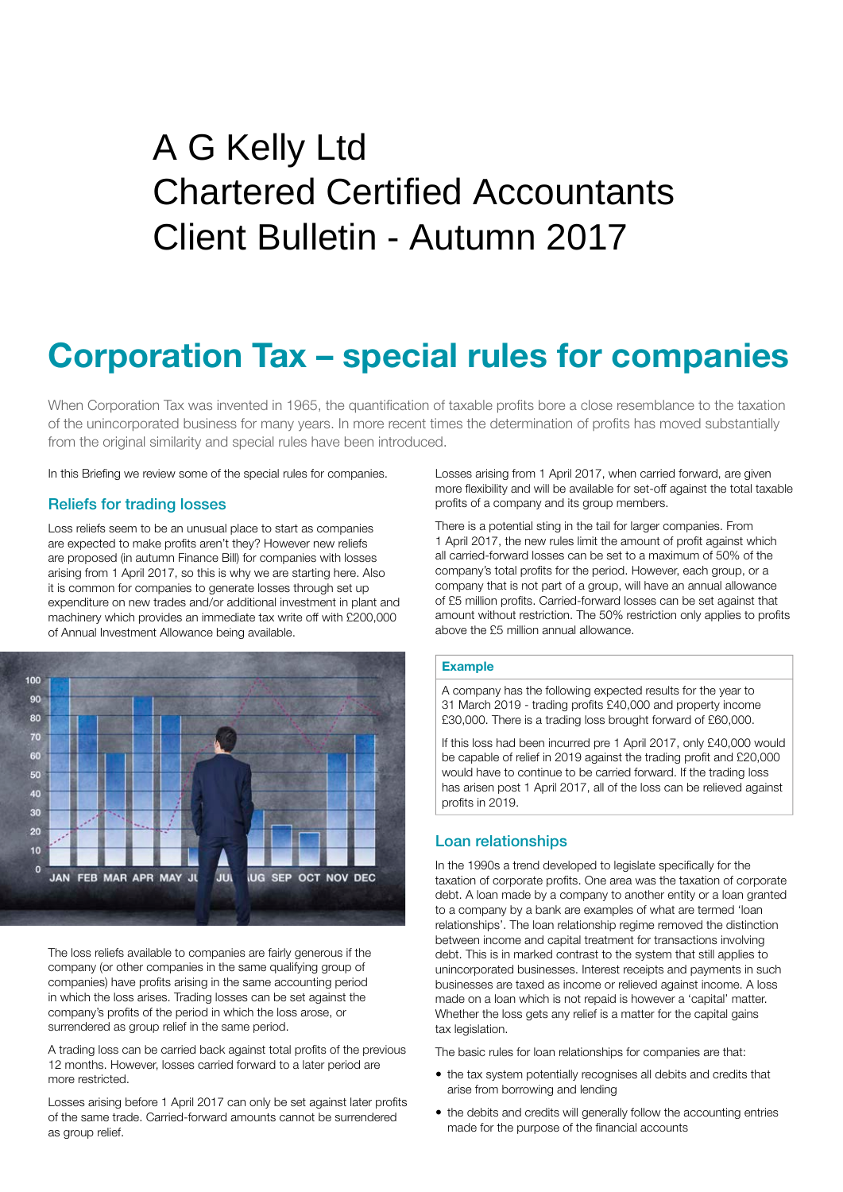# A G Kelly Ltd
# Chartered Certified Accountants
# Client Bulletin - Autumn 2017

## Corporation Tax – special rules for companies

When Corporation Tax was invented in 1965, the quantification of taxable profits bore a close resemblance to the taxation of the unincorporated business for many years. In more recent times the determination of profits has moved substantially from the original similarity and special rules have been introduced.

In this Briefing we review some of the special rules for companies.

### Reliefs for trading losses

Loss reliefs seem to be an unusual place to start as companies are expected to make profits aren't they? However new reliefs are proposed (in autumn Finance Bill) for companies with losses arising from 1 April 2017, so this is why we are starting here. Also it is common for companies to generate losses through set up expenditure on new trades and/or additional investment in plant and machinery which provides an immediate tax write off with £200,000 of Annual Investment Allowance being available.

The loss reliefs available to companies are fairly generous if the company (or other companies in the same qualifying group of companies) have profits arising in the same accounting period in which the loss arises. Trading losses can be set against the company's profits of the period in which the loss arose, or surrendered as group relief in the same period.

A trading loss can be carried back against total profits of the previous 12 months. However, losses carried forward to a later period are more restricted.

Losses arising before 1 April 2017 can only be set against later profits of the same trade. Carried-forward amounts cannot be surrendered as group relief.

Losses arising from 1 April 2017, when carried forward, are given more flexibility and will be available for set-off against the total taxable profits of a company and its group members.

There is a potential sting in the tail for larger companies. From 1 April 2017, the new rules limit the amount of profit against which all carried-forward losses can be set to a maximum of 50% of the company's total profits for the period. However, each group, or a company that is not part of a group, will have an annual allowance of £5 million profits. Carried-forward losses can be set against that amount without restriction. The 50% restriction only applies to profits above the £5 million annual allowance.

**Example**

A company has the following expected results for the year to 31 March 2019 - trading profits £40,000 and property income £30,000. There is a trading loss brought forward of £60,000.

If this loss had been incurred pre 1 April 2017, only £40,000 would be capable of relief in 2019 against the trading profit and £20,000 would have to continue to be carried forward. If the trading loss has arisen post 1 April 2017, all of the loss can be relieved against profits in 2019.

### Loan relationships

In the 1990s a trend developed to legislate specifically for the taxation of corporate profits. One area was the taxation of corporate debt. A loan made by a company to another entity or a loan granted to a company by a bank are examples of what are termed 'loan relationships'. The loan relationship regime removed the distinction between income and capital treatment for transactions involving debt. This is in marked contrast to the system that still applies to unincorporated businesses. Interest receipts and payments in such businesses are taxed as income or relieved against income. A loss made on a loan which is not repaid is however a 'capital' matter. Whether the loss gets any relief is a matter for the capital gains tax legislation.

The basic rules for loan relationships for companies are that:

- the tax system potentially recognises all debits and credits that arise from borrowing and lending
- the debits and credits will generally follow the accounting entries made for the purpose of the financial accounts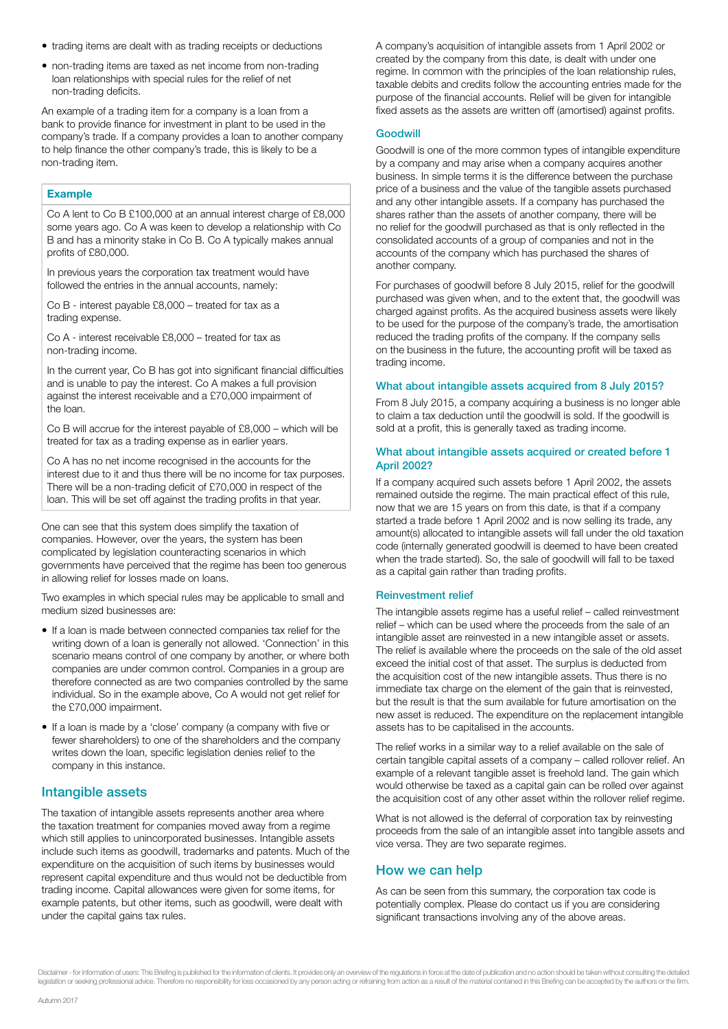- trading items are dealt with as trading receipts or deductions
- non-trading items are taxed as net income from non-trading loan relationships with special rules for the relief of net non-trading deficits.

An example of a trading item for a company is a loan from a bank to provide finance for investment in plant to be used in the company's trade. If a company provides a loan to another company to help finance the other company's trade, this is likely to be a non-trading item.

### Example

Co A lent to Co B £100,000 at an annual interest charge of £8,000 some years ago. Co A was keen to develop a relationship with Co B and has a minority stake in Co B. Co A typically makes annual profits of £80,000.

In previous years the corporation tax treatment would have followed the entries in the annual accounts, namely:

Co B - interest payable £8,000 – treated for tax as a trading expense.

Co A - interest receivable £8,000 – treated for tax as non-trading income.

In the current year, Co B has got into significant financial difficulties and is unable to pay the interest. Co A makes a full provision against the interest receivable and a £70,000 impairment of the loan.

Co B will accrue for the interest payable of £8,000 – which will be treated for tax as a trading expense as in earlier years.

Co A has no net income recognised in the accounts for the interest due to it and thus there will be no income for tax purposes. There will be a non-trading deficit of £70,000 in respect of the loan. This will be set off against the trading profits in that year.

One can see that this system does simplify the taxation of companies. However, over the years, the system has been complicated by legislation counteracting scenarios in which governments have perceived that the regime has been too generous in allowing relief for losses made on loans.

Two examples in which special rules may be applicable to small and medium sized businesses are:

- If a loan is made between connected companies tax relief for the writing down of a loan is generally not allowed. 'Connection' in this scenario means control of one company by another, or where both companies are under common control. Companies in a group are therefore connected as are two companies controlled by the same individual. So in the example above, Co A would not get relief for the £70,000 impairment.
- If a loan is made by a 'close' company (a company with five or fewer shareholders) to one of the shareholders and the company writes down the loan, specific legislation denies relief to the company in this instance.

## Intangible assets

The taxation of intangible assets represents another area where the taxation treatment for companies moved away from a regime which still applies to unincorporated businesses. Intangible assets include such items as goodwill, trademarks and patents. Much of the expenditure on the acquisition of such items by businesses would represent capital expenditure and thus would not be deductible from trading income. Capital allowances were given for some items, for example patents, but other items, such as goodwill, were dealt with under the capital gains tax rules.

A company's acquisition of intangible assets from 1 April 2002 or created by the company from this date, is dealt with under one regime. In common with the principles of the loan relationship rules, taxable debits and credits follow the accounting entries made for the purpose of the financial accounts. Relief will be given for intangible fixed assets as the assets are written off (amortised) against profits.

### Goodwill

Goodwill is one of the more common types of intangible expenditure by a company and may arise when a company acquires another business. In simple terms it is the difference between the purchase price of a business and the value of the tangible assets purchased and any other intangible assets. If a company has purchased the shares rather than the assets of another company, there will be no relief for the goodwill purchased as that is only reflected in the consolidated accounts of a group of companies and not in the accounts of the company which has purchased the shares of another company.

For purchases of goodwill before 8 July 2015, relief for the goodwill purchased was given when, and to the extent that, the goodwill was charged against profits. As the acquired business assets were likely to be used for the purpose of the company's trade, the amortisation reduced the trading profits of the company. If the company sells on the business in the future, the accounting profit will be taxed as trading income.

### What about intangible assets acquired from 8 July 2015?

From 8 July 2015, a company acquiring a business is no longer able to claim a tax deduction until the goodwill is sold. If the goodwill is sold at a profit, this is generally taxed as trading income.

### What about intangible assets acquired or created before 1 April 2002?

If a company acquired such assets before 1 April 2002, the assets remained outside the regime. The main practical effect of this rule, now that we are 15 years on from this date, is that if a company started a trade before 1 April 2002 and is now selling its trade, any amount(s) allocated to intangible assets will fall under the old taxation code (internally generated goodwill is deemed to have been created when the trade started). So, the sale of goodwill will fall to be taxed as a capital gain rather than trading profits.

### Reinvestment relief

The intangible assets regime has a useful relief – called reinvestment relief – which can be used where the proceeds from the sale of an intangible asset are reinvested in a new intangible asset or assets. The relief is available where the proceeds on the sale of the old asset exceed the initial cost of that asset. The surplus is deducted from the acquisition cost of the new intangible assets. Thus there is no immediate tax charge on the element of the gain that is reinvested, but the result is that the sum available for future amortisation on the new asset is reduced. The expenditure on the replacement intangible assets has to be capitalised in the accounts.

The relief works in a similar way to a relief available on the sale of certain tangible capital assets of a company – called rollover relief. An example of a relevant tangible asset is freehold land. The gain which would otherwise be taxed as a capital gain can be rolled over against the acquisition cost of any other asset within the rollover relief regime.

What is not allowed is the deferral of corporation tax by reinvesting proceeds from the sale of an intangible asset into tangible assets and vice versa. They are two separate regimes.

## How we can help

As can be seen from this summary, the corporation tax code is potentially complex. Please do contact us if you are considering significant transactions involving any of the above areas.

Disclaimer - for information of users: This Briefing is published for the information of clients. It provides only an overview of the regulations in force at the date of publication and no action should be taken without consulting the detailed legislation or seeking professional advice. Therefore no responsibility for loss occasioned by any person acting or refraining from action as a result of the material contained in this Briefing can be accepted by the authors or the firm.

Autumn 2017